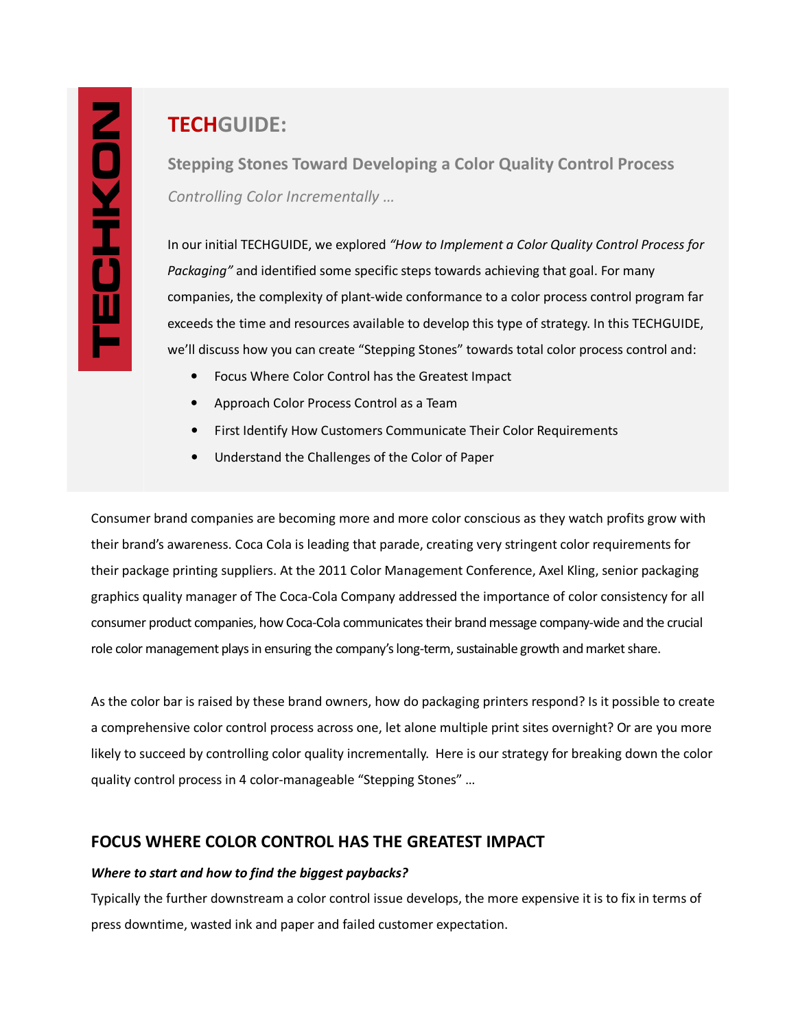TECHKON

# TECHGUIDE:

## Stepping Stones Toward Developing a Color Quality Control Process

*Controlling Color Incrementally …*

In our initial TECHGUIDE, we explored *"How to Implement a Color Quality Control Process for Packaging"* and identified some specific steps towards achieving that goal. For many companies, the complexity of plant-wide conformance to a color process control program far exceeds the time and resources available to develop this type of strategy. In this TECHGUIDE, we'll discuss how you can create "Stepping Stones" towards total color process control and:

- Focus Where Color Control has the Greatest Impact
- Approach Color Process Control as a Team
- First Identify How Customers Communicate Their Color Requirements
- Understand the Challenges of the Color of Paper

Consumer brand companies are becoming more and more color conscious as they watch profits grow with their brand's awareness. Coca Cola is leading that parade, creating very stringent color requirements for their package printing suppliers. At the 2011 Color Management Conference, Axel Kling, senior packaging graphics quality manager of The Coca-Cola Company addressed the importance of color consistency for all consumer product companies, how Coca-Cola communicates their brand message company-wide and the crucial role color management plays in ensuring the company's long-term, sustainable growth and market share.

As the color bar is raised by these brand owners, how do packaging printers respond? Is it possible to create a comprehensive color control process across one, let alone multiple print sites overnight? Or are you more likely to succeed by controlling color quality incrementally. Here is our strategy for breaking down the color quality control process in 4 color-manageable "Stepping Stones" …

### FOCUS WHERE COLOR CONTROL HAS THE GREATEST IMPACT

***Where to start and how to find the biggest paybacks?***

Typically the further downstream a color control issue develops, the more expensive it is to fix in terms of press downtime, wasted ink and paper and failed customer expectation.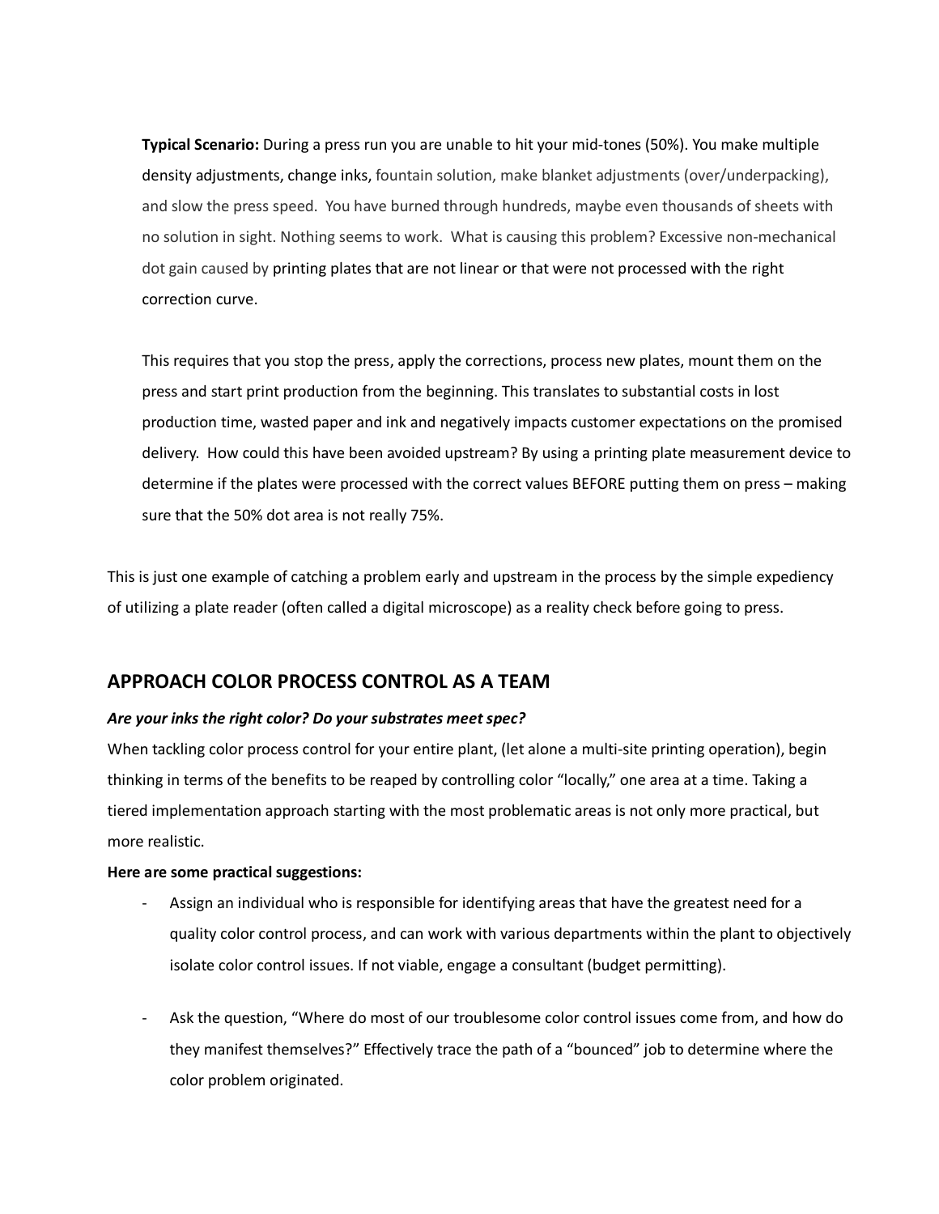**Typical Scenario:** During a press run you are unable to hit your mid-tones (50%). You make multiple density adjustments, change inks, fountain solution, make blanket adjustments (over/underpacking), and slow the press speed. You have burned through hundreds, maybe even thousands of sheets with no solution in sight. Nothing seems to work. What is causing this problem? Excessive non-mechanical dot gain caused by printing plates that are not linear or that were not processed with the right correction curve.

This requires that you stop the press, apply the corrections, process new plates, mount them on the press and start print production from the beginning. This translates to substantial costs in lost production time, wasted paper and ink and negatively impacts customer expectations on the promised delivery. How could this have been avoided upstream? By using a printing plate measurement device to determine if the plates were processed with the correct values BEFORE putting them on press – making sure that the 50% dot area is not really 75%.

This is just one example of catching a problem early and upstream in the process by the simple expediency of utilizing a plate reader (often called a digital microscope) as a reality check before going to press.

## APPROACH COLOR PROCESS CONTROL AS A TEAM

***Are your inks the right color? Do your substrates meet spec?***

When tackling color process control for your entire plant, (let alone a multi-site printing operation), begin thinking in terms of the benefits to be reaped by controlling color "locally," one area at a time. Taking a tiered implementation approach starting with the most problematic areas is not only more practical, but more realistic.

**Here are some practical suggestions:**

- Assign an individual who is responsible for identifying areas that have the greatest need for a quality color control process, and can work with various departments within the plant to objectively isolate color control issues. If not viable, engage a consultant (budget permitting).

- Ask the question, "Where do most of our troublesome color control issues come from, and how do they manifest themselves?" Effectively trace the path of a "bounced" job to determine where the color problem originated.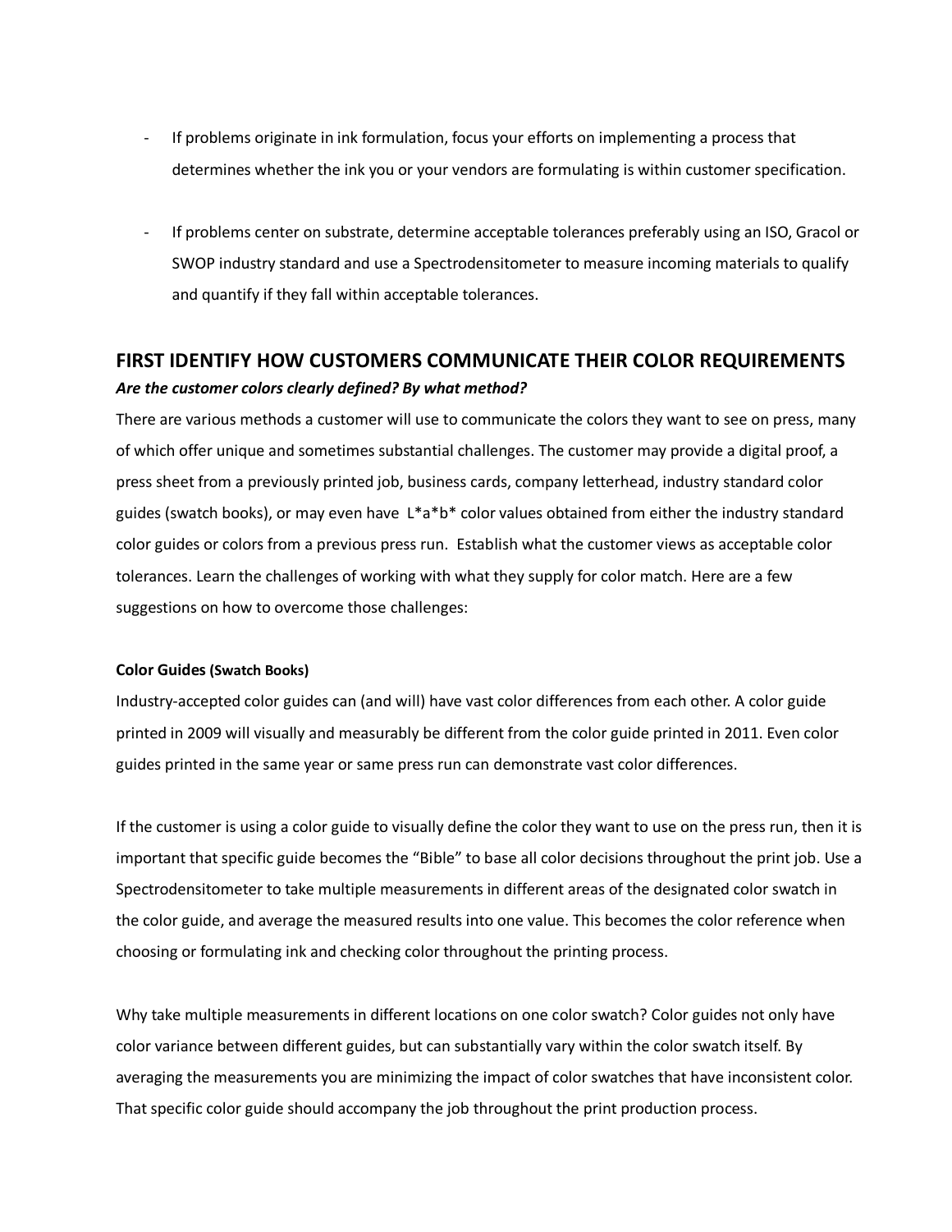- If problems originate in ink formulation, focus your efforts on implementing a process that determines whether the ink you or your vendors are formulating is within customer specification.

- If problems center on substrate, determine acceptable tolerances preferably using an ISO, Gracol or SWOP industry standard and use a Spectrodensitometer to measure incoming materials to qualify and quantify if they fall within acceptable tolerances.

## FIRST IDENTIFY HOW CUSTOMERS COMMUNICATE THEIR COLOR REQUIREMENTS

***Are the customer colors clearly defined? By what method?***

There are various methods a customer will use to communicate the colors they want to see on press, many of which offer unique and sometimes substantial challenges. The customer may provide a digital proof, a press sheet from a previously printed job, business cards, company letterhead, industry standard color guides (swatch books), or may even have L*a*b* color values obtained from either the industry standard color guides or colors from a previous press run. Establish what the customer views as acceptable color tolerances. Learn the challenges of working with what they supply for color match. Here are a few suggestions on how to overcome those challenges:

#### Color Guides (Swatch Books)

Industry-accepted color guides can (and will) have vast color differences from each other. A color guide printed in 2009 will visually and measurably be different from the color guide printed in 2011. Even color guides printed in the same year or same press run can demonstrate vast color differences.

If the customer is using a color guide to visually define the color they want to use on the press run, then it is important that specific guide becomes the “Bible” to base all color decisions throughout the print job. Use a Spectrodensitometer to take multiple measurements in different areas of the designated color swatch in the color guide, and average the measured results into one value. This becomes the color reference when choosing or formulating ink and checking color throughout the printing process.

Why take multiple measurements in different locations on one color swatch? Color guides not only have color variance between different guides, but can substantially vary within the color swatch itself. By averaging the measurements you are minimizing the impact of color swatches that have inconsistent color. That specific color guide should accompany the job throughout the print production process.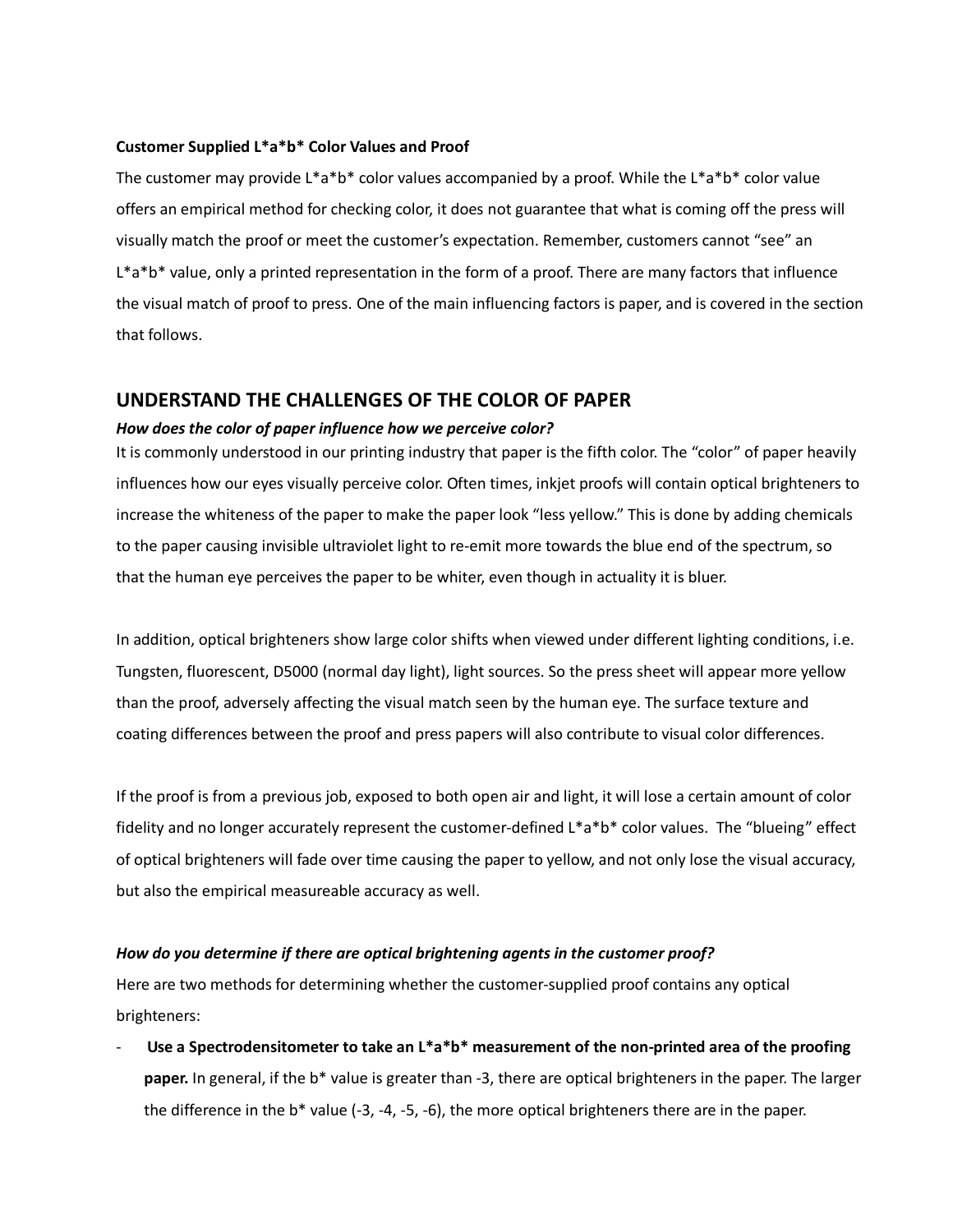**Customer Supplied L*a*b* Color Values and Proof**

The customer may provide L*a*b* color values accompanied by a proof. While the L*a*b* color value offers an empirical method for checking color, it does not guarantee that what is coming off the press will visually match the proof or meet the customer's expectation. Remember, customers cannot "see" an L*a*b* value, only a printed representation in the form of a proof. There are many factors that influence the visual match of proof to press. One of the main influencing factors is paper, and is covered in the section that follows.

## UNDERSTAND THE CHALLENGES OF THE COLOR OF PAPER

***How does the color of paper influence how we perceive color?***

It is commonly understood in our printing industry that paper is the fifth color. The "color" of paper heavily influences how our eyes visually perceive color. Often times, inkjet proofs will contain optical brighteners to increase the whiteness of the paper to make the paper look "less yellow." This is done by adding chemicals to the paper causing invisible ultraviolet light to re-emit more towards the blue end of the spectrum, so that the human eye perceives the paper to be whiter, even though in actuality it is bluer.

In addition, optical brighteners show large color shifts when viewed under different lighting conditions, i.e. Tungsten, fluorescent, D5000 (normal day light), light sources. So the press sheet will appear more yellow than the proof, adversely affecting the visual match seen by the human eye. The surface texture and coating differences between the proof and press papers will also contribute to visual color differences.

If the proof is from a previous job, exposed to both open air and light, it will lose a certain amount of color fidelity and no longer accurately represent the customer-defined L*a*b* color values. The "blueing" effect of optical brighteners will fade over time causing the paper to yellow, and not only lose the visual accuracy, but also the empirical measureable accuracy as well.

***How do you determine if there are optical brightening agents in the customer proof?***

Here are two methods for determining whether the customer-supplied proof contains any optical brighteners:

- **Use a Spectrodensitometer to take an L*a*b* measurement of the non-printed area of the proofing paper.** In general, if the b* value is greater than -3, there are optical brighteners in the paper. The larger the difference in the b* value (-3, -4, -5, -6), the more optical brighteners there are in the paper.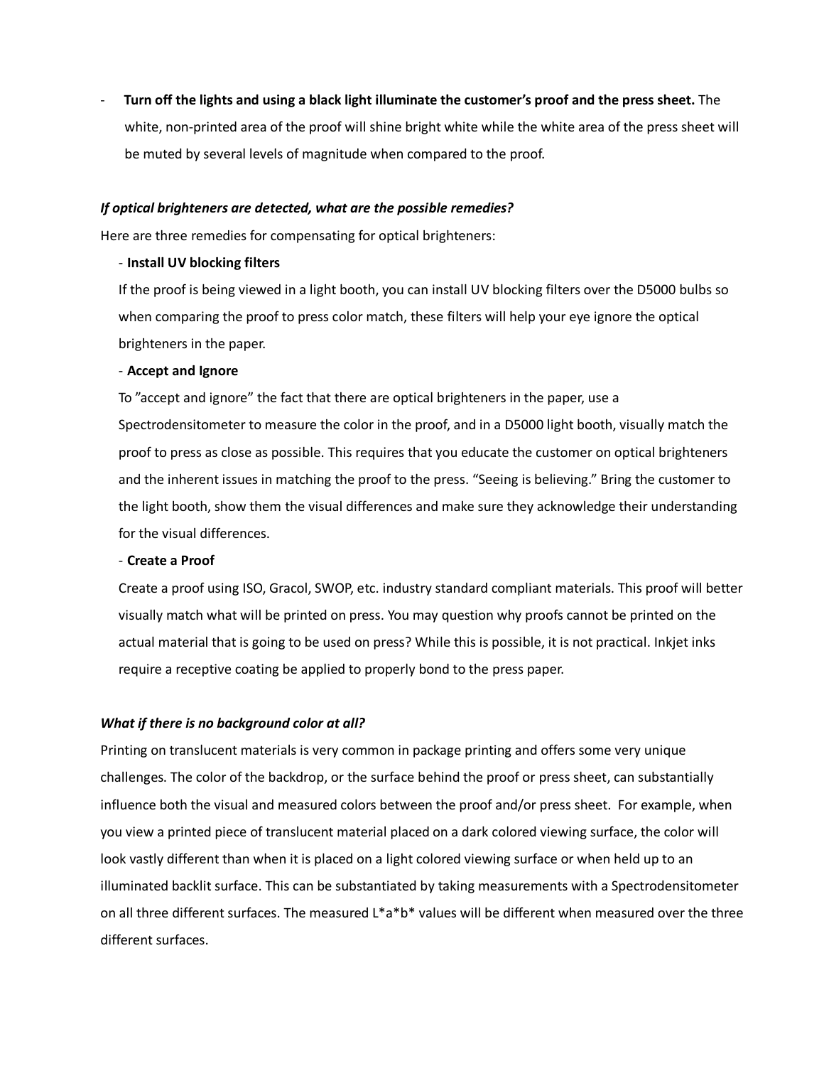- **Turn off the lights and using a black light illuminate the customer's proof and the press sheet.** The white, non-printed area of the proof will shine bright white while the white area of the press sheet will be muted by several levels of magnitude when compared to the proof.

***If optical brighteners are detected, what are the possible remedies?***

Here are three remedies for compensating for optical brighteners:

- **Install UV blocking filters**

  If the proof is being viewed in a light booth, you can install UV blocking filters over the D5000 bulbs so when comparing the proof to press color match, these filters will help your eye ignore the optical brighteners in the paper.

- **Accept and Ignore**

  To "accept and ignore" the fact that there are optical brighteners in the paper, use a Spectrodensitometer to measure the color in the proof, and in a D5000 light booth, visually match the proof to press as close as possible. This requires that you educate the customer on optical brighteners and the inherent issues in matching the proof to the press. "Seeing is believing." Bring the customer to the light booth, show them the visual differences and make sure they acknowledge their understanding for the visual differences.

- **Create a Proof**

  Create a proof using ISO, Gracol, SWOP, etc. industry standard compliant materials. This proof will better visually match what will be printed on press. You may question why proofs cannot be printed on the actual material that is going to be used on press? While this is possible, it is not practical. Inkjet inks require a receptive coating be applied to properly bond to the press paper.

***What if there is no background color at all?***

Printing on translucent materials is very common in package printing and offers some very unique challenges. The color of the backdrop, or the surface behind the proof or press sheet, can substantially influence both the visual and measured colors between the proof and/or press sheet. For example, when you view a printed piece of translucent material placed on a dark colored viewing surface, the color will look vastly different than when it is placed on a light colored viewing surface or when held up to an illuminated backlit surface. This can be substantiated by taking measurements with a Spectrodensitometer on all three different surfaces. The measured L*a*b* values will be different when measured over the three different surfaces.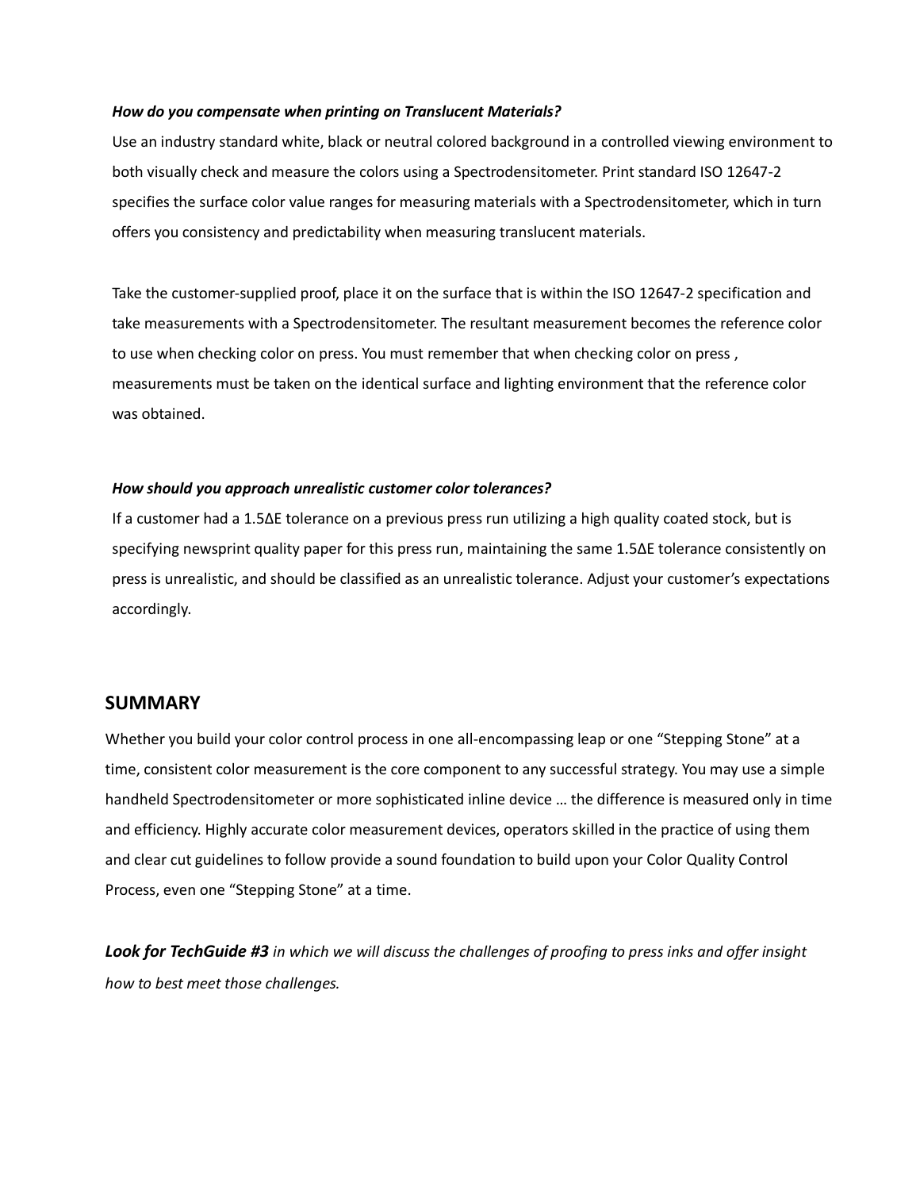***How do you compensate when printing on Translucent Materials?***

Use an industry standard white, black or neutral colored background in a controlled viewing environment to both visually check and measure the colors using a Spectrodensitometer. Print standard ISO 12647-2 specifies the surface color value ranges for measuring materials with a Spectrodensitometer, which in turn offers you consistency and predictability when measuring translucent materials.

Take the customer-supplied proof, place it on the surface that is within the ISO 12647-2 specification and take measurements with a Spectrodensitometer. The resultant measurement becomes the reference color to use when checking color on press. You must remember that when checking color on press , measurements must be taken on the identical surface and lighting environment that the reference color was obtained.

***How should you approach unrealistic customer color tolerances?***

If a customer had a 1.5ΔE tolerance on a previous press run utilizing a high quality coated stock, but is specifying newsprint quality paper for this press run, maintaining the same 1.5ΔE tolerance consistently on press is unrealistic, and should be classified as an unrealistic tolerance. Adjust your customer's expectations accordingly.

## SUMMARY

Whether you build your color control process in one all-encompassing leap or one "Stepping Stone" at a time, consistent color measurement is the core component to any successful strategy. You may use a simple handheld Spectrodensitometer or more sophisticated inline device … the difference is measured only in time and efficiency. Highly accurate color measurement devices, operators skilled in the practice of using them and clear cut guidelines to follow provide a sound foundation to build upon your Color Quality Control Process, even one "Stepping Stone" at a time.

***Look for TechGuide #3*** *in which we will discuss the challenges of proofing to press inks and offer insight how to best meet those challenges.*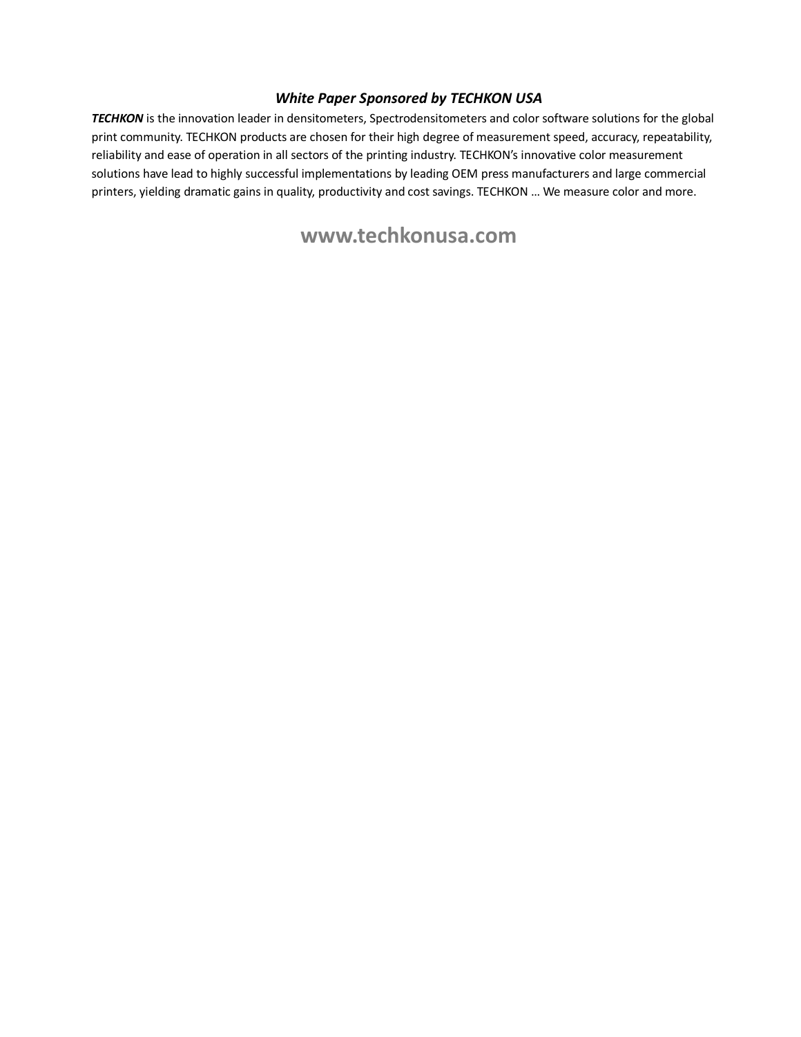### *White Paper Sponsored by TECHKON USA*

***TECHKON*** is the innovation leader in densitometers, Spectrodensitometers and color software solutions for the global print community. TECHKON products are chosen for their high degree of measurement speed, accuracy, repeatability, reliability and ease of operation in all sectors of the printing industry. TECHKON's innovative color measurement solutions have lead to highly successful implementations by leading OEM press manufacturers and large commercial printers, yielding dramatic gains in quality, productivity and cost savings. TECHKON … We measure color and more.

**www.techkonusa.com**